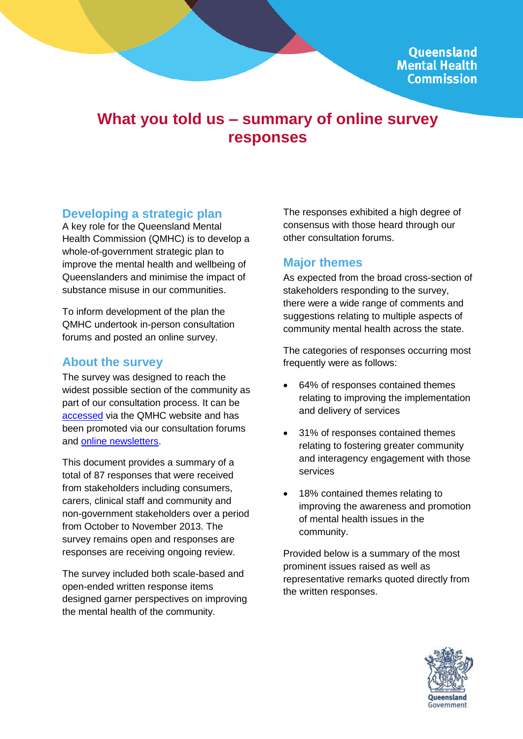# What you told us – summary of online survey responses

## Developing a strategic plan

A key role for the Queensland Mental Health Commission (QMHC) is to develop a whole-of-government strategic plan to improve the mental health and wellbeing of Queenslanders and minimise the impact of substance misuse in our communities.

To inform development of the plan the QMHC undertook in-person consultation forums and posted an online survey.

## About the survey

The survey was designed to reach the widest possible section of the community as part of our consultation process. It can be accessed via the QMHC website and has been promoted via our consultation forums and online newsletters.

This document provides a summary of a total of 87 responses that were received from stakeholders including consumers, carers, clinical staff and community and non-government stakeholders over a period from October to November 2013. The survey remains open and responses are responses are receiving ongoing review.

The survey included both scale-based and open-ended written response items designed garner perspectives on improving the mental health of the community.

The responses exhibited a high degree of consensus with those heard through our other consultation forums.

## Major themes

As expected from the broad cross-section of stakeholders responding to the survey, there were a wide range of comments and suggestions relating to multiple aspects of community mental health across the state.

The categories of responses occurring most frequently were as follows:

- 64% of responses contained themes relating to improving the implementation and delivery of services
- 31% of responses contained themes relating to fostering greater community and interagency engagement with those services
- 18% contained themes relating to improving the awareness and promotion of mental health issues in the community.

Provided below is a summary of the most prominent issues raised as well as representative remarks quoted directly from the written responses.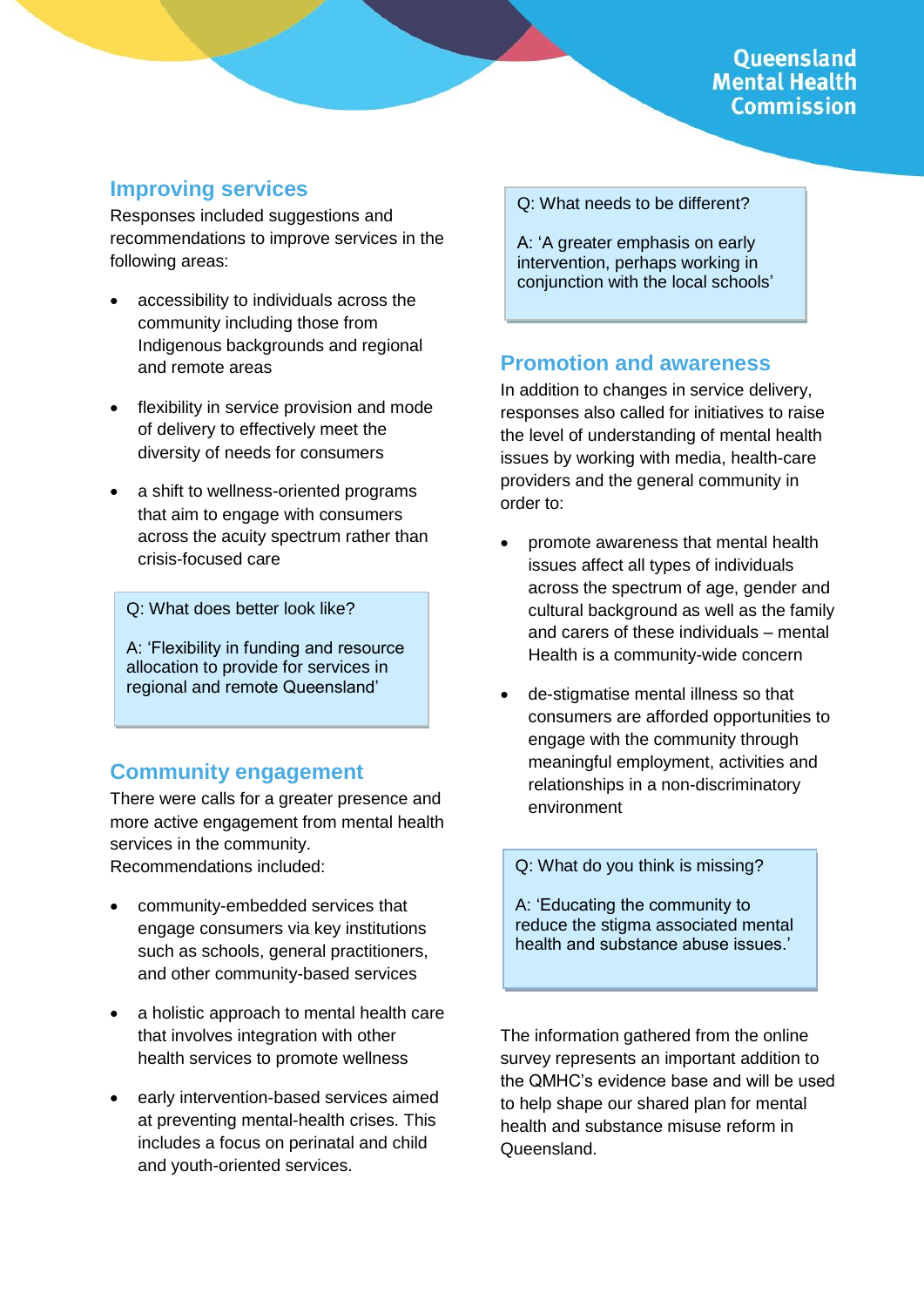## Improving services

Responses included suggestions and recommendations to improve services in the following areas:

- accessibility to individuals across the community including those from Indigenous backgrounds and regional and remote areas
- flexibility in service provision and mode of delivery to effectively meet the diversity of needs for consumers
- a shift to wellness-oriented programs that aim to engage with consumers across the acuity spectrum rather than crisis-focused care

> Q: What does better look like?
>
> A: 'Flexibility in funding and resource allocation to provide for services in regional and remote Queensland'

## Community engagement

There were calls for a greater presence and more active engagement from mental health services in the community. Recommendations included:

- community-embedded services that engage consumers via key institutions such as schools, general practitioners, and other community-based services
- a holistic approach to mental health care that involves integration with other health services to promote wellness
- early intervention-based services aimed at preventing mental-health crises. This includes a focus on perinatal and child and youth-oriented services.

> Q: What needs to be different?
>
> A: 'A greater emphasis on early intervention, perhaps working in conjunction with the local schools'

## Promotion and awareness

In addition to changes in service delivery, responses also called for initiatives to raise the level of understanding of mental health issues by working with media, health-care providers and the general community in order to:

- promote awareness that mental health issues affect all types of individuals across the spectrum of age, gender and cultural background as well as the family and carers of these individuals – mental Health is a community-wide concern
- de-stigmatise mental illness so that consumers are afforded opportunities to engage with the community through meaningful employment, activities and relationships in a non-discriminatory environment

> Q: What do you think is missing?
>
> A: 'Educating the community to reduce the stigma associated mental health and substance abuse issues.'

The information gathered from the online survey represents an important addition to the QMHC's evidence base and will be used to help shape our shared plan for mental health and substance misuse reform in Queensland.